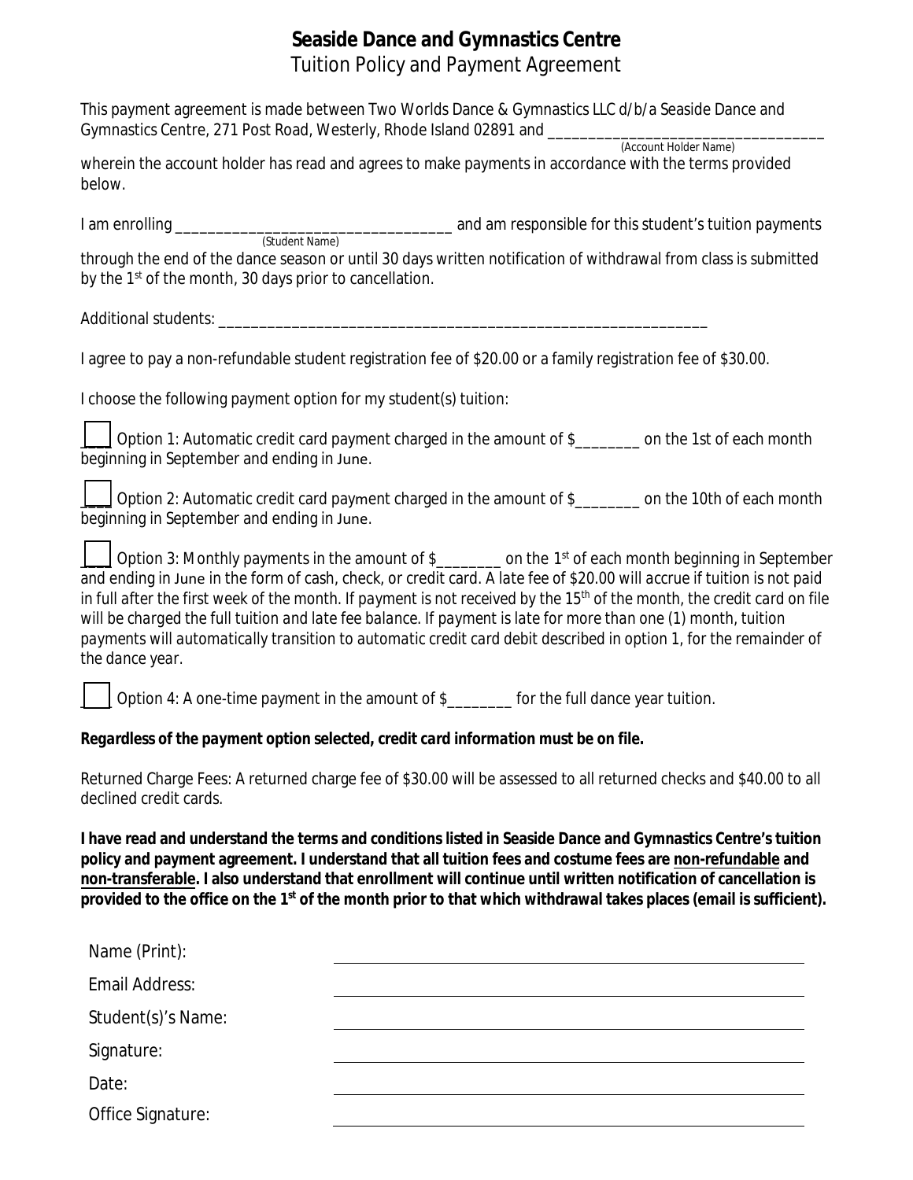# Seaside Dance and Gymnastics Centre

## Tuition Policy and Payment Agreement

This payment agreement is made between Two Worlds Dance & Gymnastics LLC d/b/a Seaside Dance and Gymnastics Centre, 271 Post Road, Westerly, Rhode Island 02891 and ___________________________________
(Account Holder Name)
wherein the account holder has read and agrees to make payments in accordance with the terms provided below.

I am enrolling ___________________________________ and am responsible for this student's tuition payments
(Student Name)
through the end of the dance season or until 30 days written notification of withdrawal from class is submitted by the 1st of the month, 30 days prior to cancellation.

Additional students: _______________________________________________________________

I agree to pay a non-refundable student registration fee of $20.00 or a family registration fee of $30.00.

I choose the following payment option for my student(s) tuition:

___ Option 1: Automatic credit card payment charged in the amount of $________ on the 1st of each month beginning in September and ending in June.

___ Option 2: Automatic credit card payment charged in the amount of $________ on the 10th of each month beginning in September and ending in June.

___ Option 3: Monthly payments in the amount of $________ on the 1st of each month beginning in September and ending in June in the form of cash, check, or credit card. *A late fee of $20.00 will accrue if tuition is not paid in full after the first week of the month. If payment is not received by the 15th of the month, the credit card on file will be charged the full tuition and late fee balance. If payment is late for more than one (1) month, tuition payments will automatically transition to automatic credit card debit described in option 1, for the remainder of the dance year.*

___ Option 4: A one-time payment in the amount of $________ for the full dance year tuition.

***Regardless of the payment option selected, credit card information must be on file.***

Returned Charge Fees: A returned charge fee of $30.00 will be assessed to all returned checks and $40.00 to all declined credit cards.

**I have read and understand the terms and conditions listed in Seaside Dance and Gymnastics Centre's tuition policy and payment agreement. I understand that all tuition fees and costume fees are non-refundable and non-transferable. I also understand that enrollment will continue until written notification of cancellation is provided to the office on the 1st of the month prior to that which withdrawal takes places (email is sufficient).**

Name (Print): ______________________________

Email Address: ______________________________

Student(s)'s Name: ______________________________

Signature: ______________________________

Date: ______________________________

Office Signature: ______________________________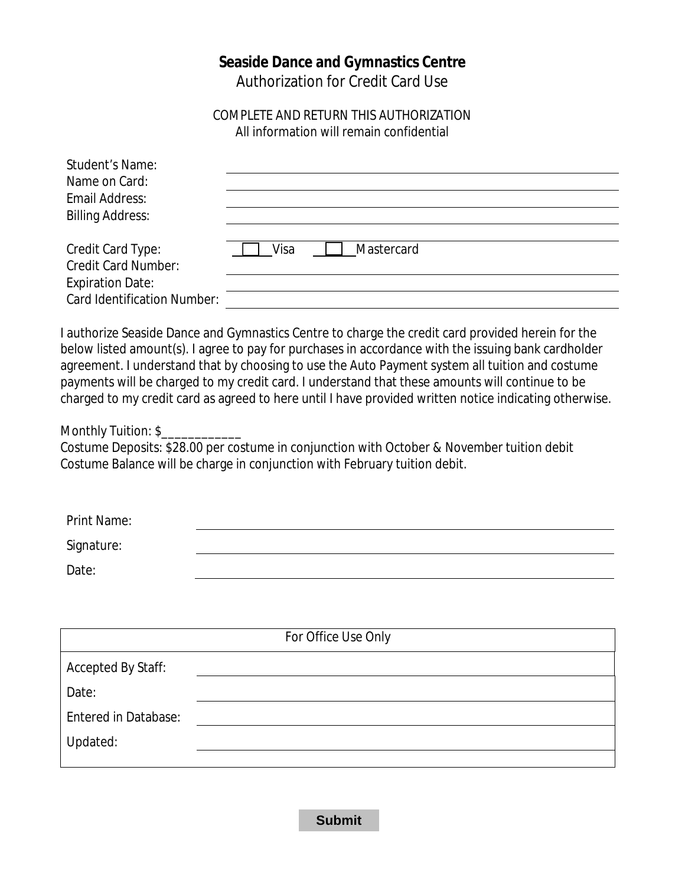## Seaside Dance and Gymnastics Centre

Authorization for Credit Card Use

COMPLETE AND RETURN THIS AUTHORIZATION
All information will remain confidential

Student's Name: ______________________

Name on Card: ______________________

Email Address: ______________________

Billing Address: ______________________

______________________

Credit Card Type: ☐ Visa ☐ Mastercard

Credit Card Number: ______________________

Expiration Date: ______________________

Card Identification Number: ______________________

I authorize Seaside Dance and Gymnastics Centre to charge the credit card provided herein for the below listed amount(s). I agree to pay for purchases in accordance with the issuing bank cardholder agreement. I understand that by choosing to use the Auto Payment system all tuition and costume payments will be charged to my credit card. I understand that these amounts will continue to be charged to my credit card as agreed to here until I have provided written notice indicating otherwise.

Monthly Tuition: $____________

Costume Deposits: $28.00 per costume in conjunction with October & November tuition debit

Costume Balance will be charge in conjunction with February tuition debit.

Print Name: ______________________

Signature: ______________________

Date: ______________________

| For Office Use Only | |
|---|---|
| Accepted By Staff: | |
| Date: | |
| Entered in Database: | |
| Updated: | |

Submit